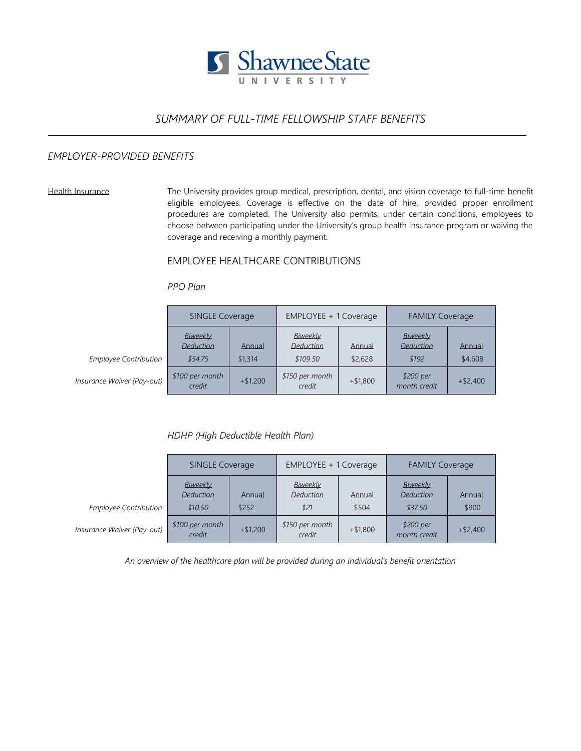Shawnee State UNIVERSITY

# SUMMARY OF FULL-TIME FELLOWSHIP STAFF BENEFITS

## EMPLOYER-PROVIDED BENEFITS

### Health Insurance

The University provides group medical, prescription, dental, and vision coverage to full-time benefit eligible employees. Coverage is effective on the date of hire, provided proper enrollment procedures are completed. The University also permits, under certain conditions, employees to choose between participating under the University's group health insurance program or waiving the coverage and receiving a monthly payment.

### EMPLOYEE HEALTHCARE CONTRIBUTIONS

*PPO Plan*

| | SINGLE Coverage | | EMPLOYEE + 1 Coverage | | FAMILY Coverage | |
|---|---|---|---|---|---|---|
| | *Biweekly Deduction* | Annual | *Biweekly Deduction* | Annual | *Biweekly Deduction* | Annual |
| *Employee Contribution* | *$54.75* | $1,314 | *$109.50* | $2,628 | *$192* | $4,608 |
| *Insurance Waiver (Pay-out)* | *$100 per month credit* | +$1,200 | *$150 per month credit* | +$1,800 | *$200 per month credit* | +$2,400 |

*HDHP (High Deductible Health Plan)*

| | SINGLE Coverage | | EMPLOYEE + 1 Coverage | | FAMILY Coverage | |
|---|---|---|---|---|---|---|
| | *Biweekly Deduction* | Annual | *Biweekly Deduction* | Annual | *Biweekly Deduction* | Annual |
| *Employee Contribution* | *$10.50* | $252 | *$21* | $504 | *$37.50* | $900 |
| *Insurance Waiver (Pay-out)* | *$100 per month credit* | +$1,200 | *$150 per month credit* | +$1,800 | *$200 per month credit* | +$2,400 |

*An overview of the healthcare plan will be provided during an individual's benefit orientation*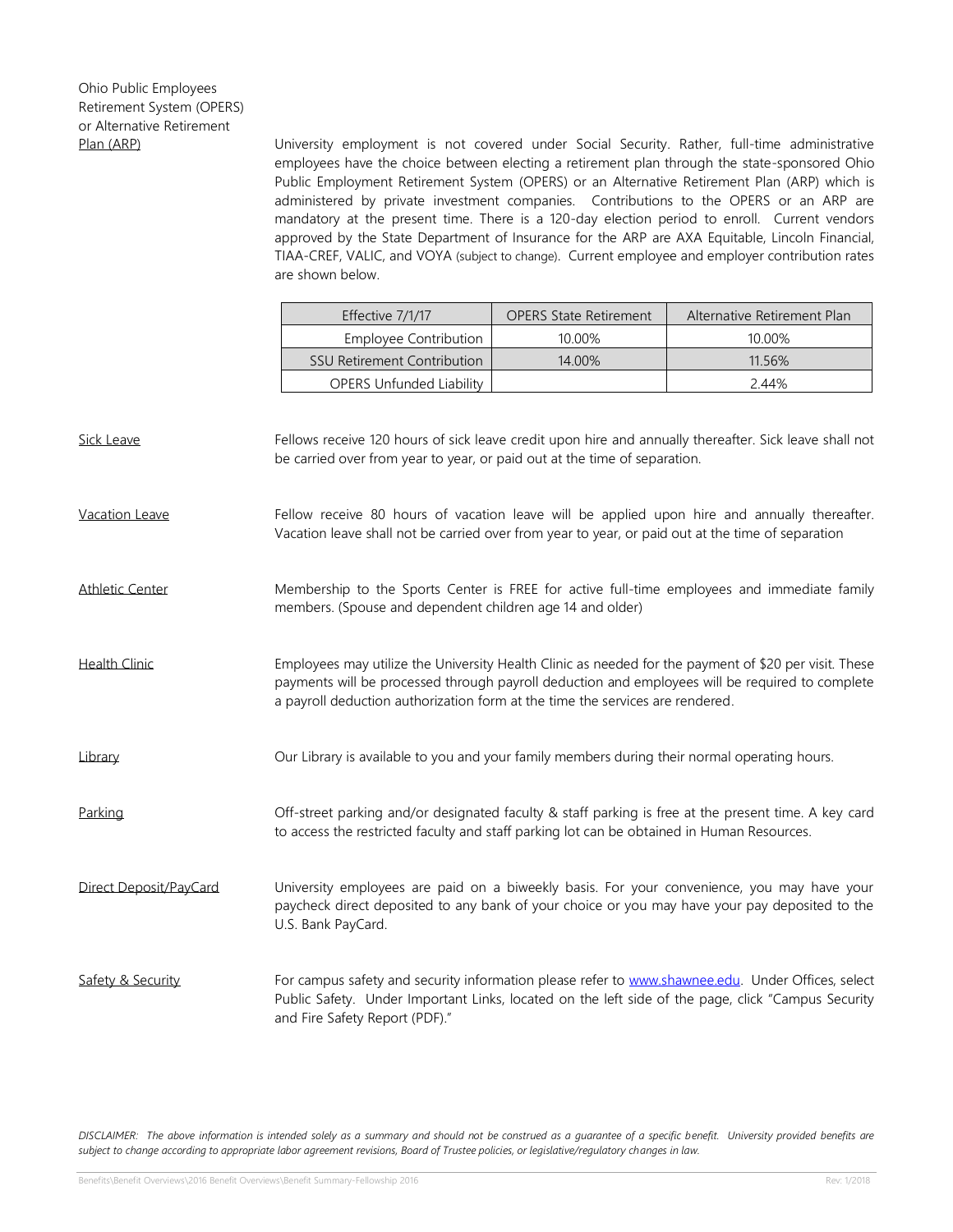**Ohio Public Employees Retirement System (OPERS) or Alternative Retirement Plan (ARP)**

University employment is not covered under Social Security. Rather, full-time administrative employees have the choice between electing a retirement plan through the state-sponsored Ohio Public Employment Retirement System (OPERS) or an Alternative Retirement Plan (ARP) which is administered by private investment companies. Contributions to the OPERS or an ARP are mandatory at the present time. There is a 120-day election period to enroll. Current vendors approved by the State Department of Insurance for the ARP are AXA Equitable, Lincoln Financial, TIAA-CREF, VALIC, and VOYA (subject to change). Current employee and employer contribution rates are shown below.

| Effective 7/1/17 | OPERS State Retirement | Alternative Retirement Plan |
|---|---|---|
| Employee Contribution | 10.00% | 10.00% |
| SSU Retirement Contribution | 14.00% | 11.56% |
| OPERS Unfunded Liability | | 2.44% |

**Sick Leave**

Fellows receive 120 hours of sick leave credit upon hire and annually thereafter. Sick leave shall not be carried over from year to year, or paid out at the time of separation.

**Vacation Leave**

Fellow receive 80 hours of vacation leave will be applied upon hire and annually thereafter. Vacation leave shall not be carried over from year to year, or paid out at the time of separation

**Athletic Center**

Membership to the Sports Center is FREE for active full-time employees and immediate family members. (Spouse and dependent children age 14 and older)

**Health Clinic**

Employees may utilize the University Health Clinic as needed for the payment of $20 per visit. These payments will be processed through payroll deduction and employees will be required to complete a payroll deduction authorization form at the time the services are rendered.

**Library**

Our Library is available to you and your family members during their normal operating hours.

**Parking**

Off-street parking and/or designated faculty & staff parking is free at the present time. A key card to access the restricted faculty and staff parking lot can be obtained in Human Resources.

**Direct Deposit/PayCard**

University employees are paid on a biweekly basis. For your convenience, you may have your paycheck direct deposited to any bank of your choice or you may have your pay deposited to the U.S. Bank PayCard.

**Safety & Security**

For campus safety and security information please refer to www.shawnee.edu. Under Offices, select Public Safety. Under Important Links, located on the left side of the page, click "Campus Security and Fire Safety Report (PDF)."

*DISCLAIMER: The above information is intended solely as a summary and should not be construed as a guarantee of a specific benefit. University provided benefits are subject to change according to appropriate labor agreement revisions, Board of Trustee policies, or legislative/regulatory changes in law.*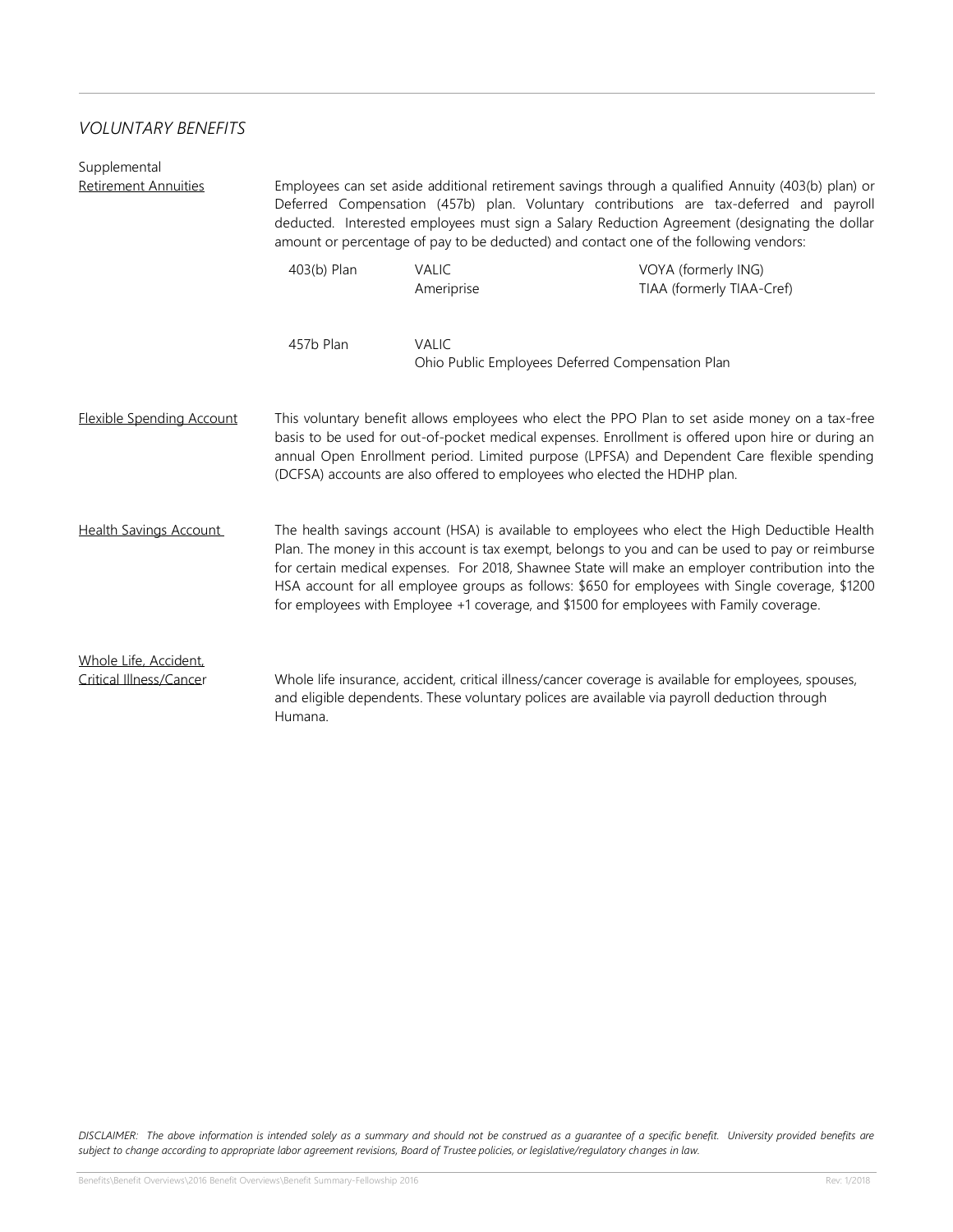## *VOLUNTARY BENEFITS*

**Supplemental Retirement Annuities**

Employees can set aside additional retirement savings through a qualified Annuity (403(b) plan) or Deferred Compensation (457b) plan. Voluntary contributions are tax-deferred and payroll deducted. Interested employees must sign a Salary Reduction Agreement (designating the dollar amount or percentage of pay to be deducted) and contact one of the following vendors:

| | | |
|---|---|---|
| 403(b) Plan | VALIC<br>Ameriprise | VOYA (formerly ING)<br>TIAA (formerly TIAA-Cref) |
| 457b Plan | VALIC<br>Ohio Public Employees Deferred Compensation Plan | |

**Flexible Spending Account**

This voluntary benefit allows employees who elect the PPO Plan to set aside money on a tax-free basis to be used for out-of-pocket medical expenses. Enrollment is offered upon hire or during an annual Open Enrollment period. Limited purpose (LPFSA) and Dependent Care flexible spending (DCFSA) accounts are also offered to employees who elected the HDHP plan.

**Health Savings Account**

The health savings account (HSA) is available to employees who elect the High Deductible Health Plan. The money in this account is tax exempt, belongs to you and can be used to pay or reimburse for certain medical expenses. For 2018, Shawnee State will make an employer contribution into the HSA account for all employee groups as follows: $650 for employees with Single coverage, $1200 for employees with Employee +1 coverage, and $1500 for employees with Family coverage.

**Whole Life, Accident, Critical Illness/Cancer**

Whole life insurance, accident, critical illness/cancer coverage is available for employees, spouses, and eligible dependents. These voluntary polices are available via payroll deduction through Humana.

*DISCLAIMER: The above information is intended solely as a summary and should not be construed as a guarantee of a specific benefit. University provided benefits are subject to change according to appropriate labor agreement revisions, Board of Trustee policies, or legislative/regulatory changes in law.*